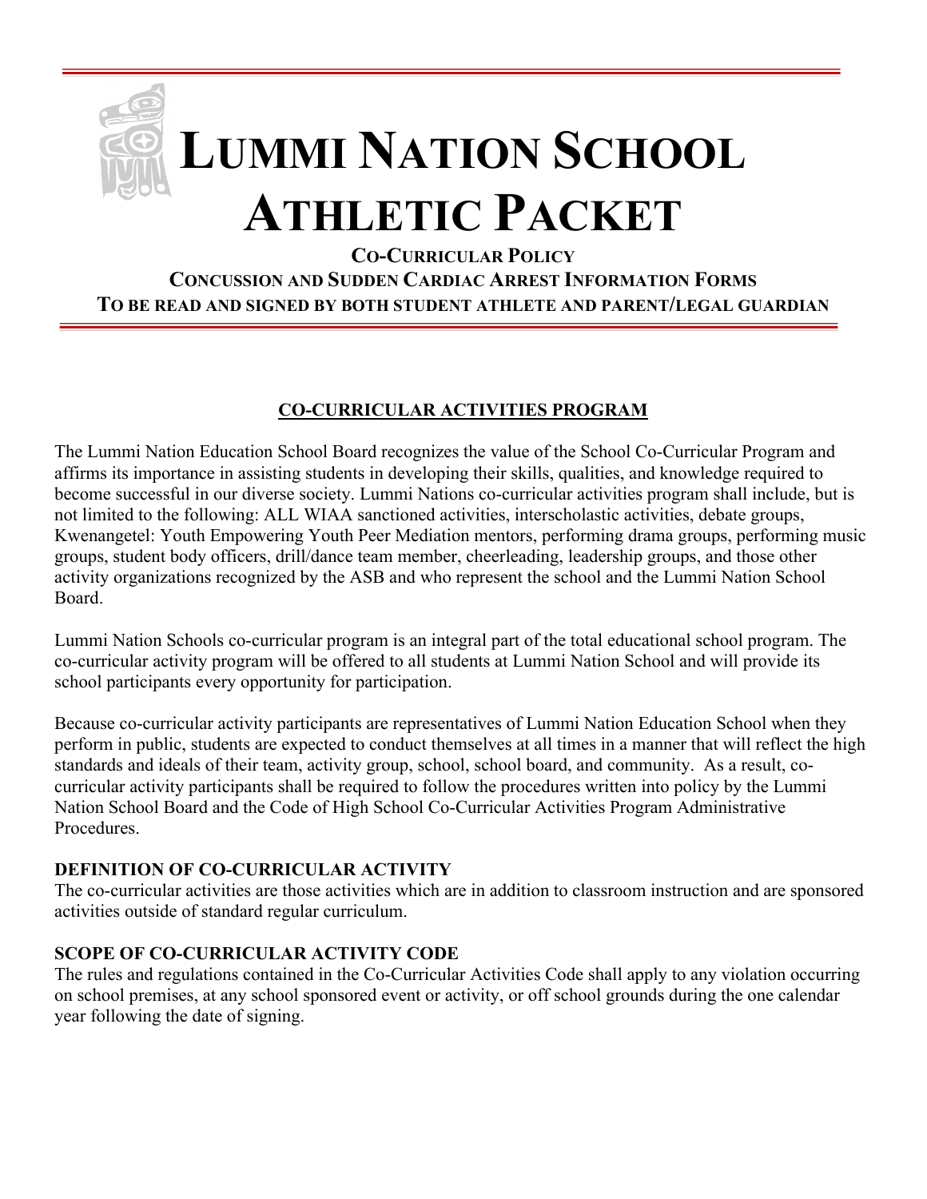# LUMMI NATION SCHOOL ATHLETIC PACKET

**CO-CURRICULAR POLICY**

**CONCUSSION AND SUDDEN CARDIAC ARREST INFORMATION FORMS**

**TO BE READ AND SIGNED BY BOTH STUDENT ATHLETE AND PARENT/LEGAL GUARDIAN**

## CO-CURRICULAR ACTIVITIES PROGRAM

The Lummi Nation Education School Board recognizes the value of the School Co-Curricular Program and affirms its importance in assisting students in developing their skills, qualities, and knowledge required to become successful in our diverse society. Lummi Nations co-curricular activities program shall include, but is not limited to the following: ALL WIAA sanctioned activities, interscholastic activities, debate groups, Kwenangetel: Youth Empowering Youth Peer Mediation mentors, performing drama groups, performing music groups, student body officers, drill/dance team member, cheerleading, leadership groups, and those other activity organizations recognized by the ASB and who represent the school and the Lummi Nation School Board.

Lummi Nation Schools co-curricular program is an integral part of the total educational school program. The co-curricular activity program will be offered to all students at Lummi Nation School and will provide its school participants every opportunity for participation.

Because co-curricular activity participants are representatives of Lummi Nation Education School when they perform in public, students are expected to conduct themselves at all times in a manner that will reflect the high standards and ideals of their team, activity group, school, school board, and community. As a result, co-curricular activity participants shall be required to follow the procedures written into policy by the Lummi Nation School Board and the Code of High School Co-Curricular Activities Program Administrative Procedures.

### DEFINITION OF CO-CURRICULAR ACTIVITY

The co-curricular activities are those activities which are in addition to classroom instruction and are sponsored activities outside of standard regular curriculum.

### SCOPE OF CO-CURRICULAR ACTIVITY CODE

The rules and regulations contained in the Co-Curricular Activities Code shall apply to any violation occurring on school premises, at any school sponsored event or activity, or off school grounds during the one calendar year following the date of signing.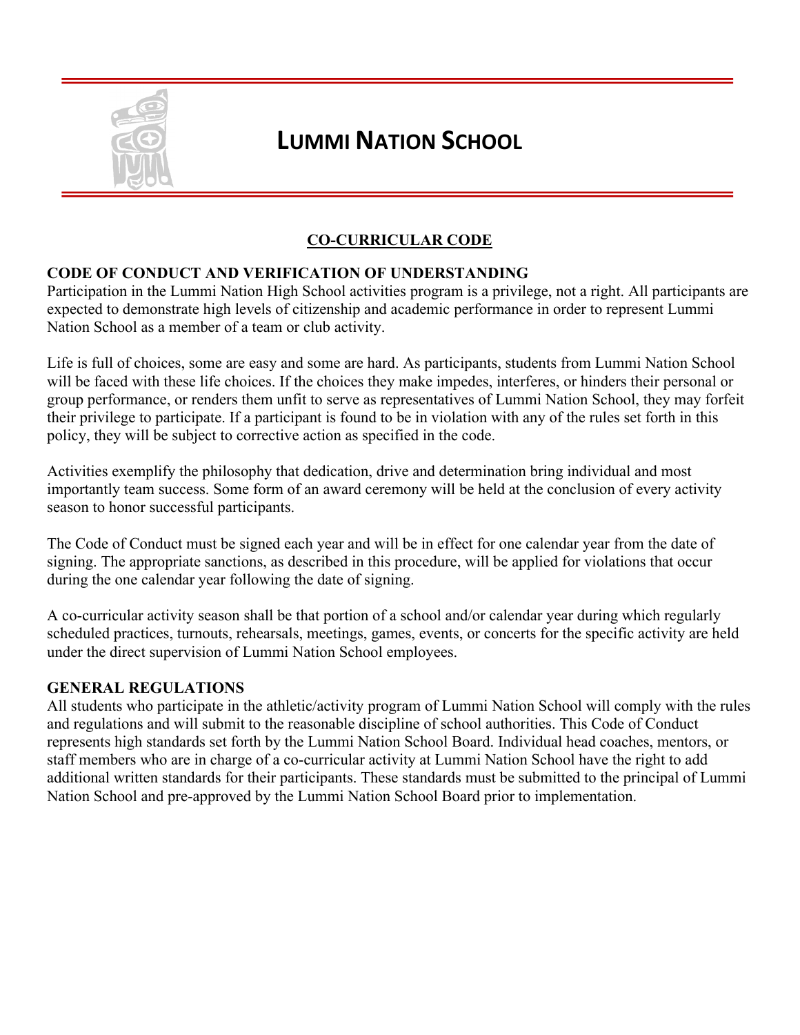# LUMMI NATION SCHOOL

## CO-CURRICULAR CODE

### CODE OF CONDUCT AND VERIFICATION OF UNDERSTANDING

Participation in the Lummi Nation High School activities program is a privilege, not a right. All participants are expected to demonstrate high levels of citizenship and academic performance in order to represent Lummi Nation School as a member of a team or club activity.

Life is full of choices, some are easy and some are hard. As participants, students from Lummi Nation School will be faced with these life choices. If the choices they make impedes, interferes, or hinders their personal or group performance, or renders them unfit to serve as representatives of Lummi Nation School, they may forfeit their privilege to participate. If a participant is found to be in violation with any of the rules set forth in this policy, they will be subject to corrective action as specified in the code.

Activities exemplify the philosophy that dedication, drive and determination bring individual and most importantly team success. Some form of an award ceremony will be held at the conclusion of every activity season to honor successful participants.

The Code of Conduct must be signed each year and will be in effect for one calendar year from the date of signing. The appropriate sanctions, as described in this procedure, will be applied for violations that occur during the one calendar year following the date of signing.

A co-curricular activity season shall be that portion of a school and/or calendar year during which regularly scheduled practices, turnouts, rehearsals, meetings, games, events, or concerts for the specific activity are held under the direct supervision of Lummi Nation School employees.

### GENERAL REGULATIONS

All students who participate in the athletic/activity program of Lummi Nation School will comply with the rules and regulations and will submit to the reasonable discipline of school authorities. This Code of Conduct represents high standards set forth by the Lummi Nation School Board. Individual head coaches, mentors, or staff members who are in charge of a co-curricular activity at Lummi Nation School have the right to add additional written standards for their participants. These standards must be submitted to the principal of Lummi Nation School and pre-approved by the Lummi Nation School Board prior to implementation.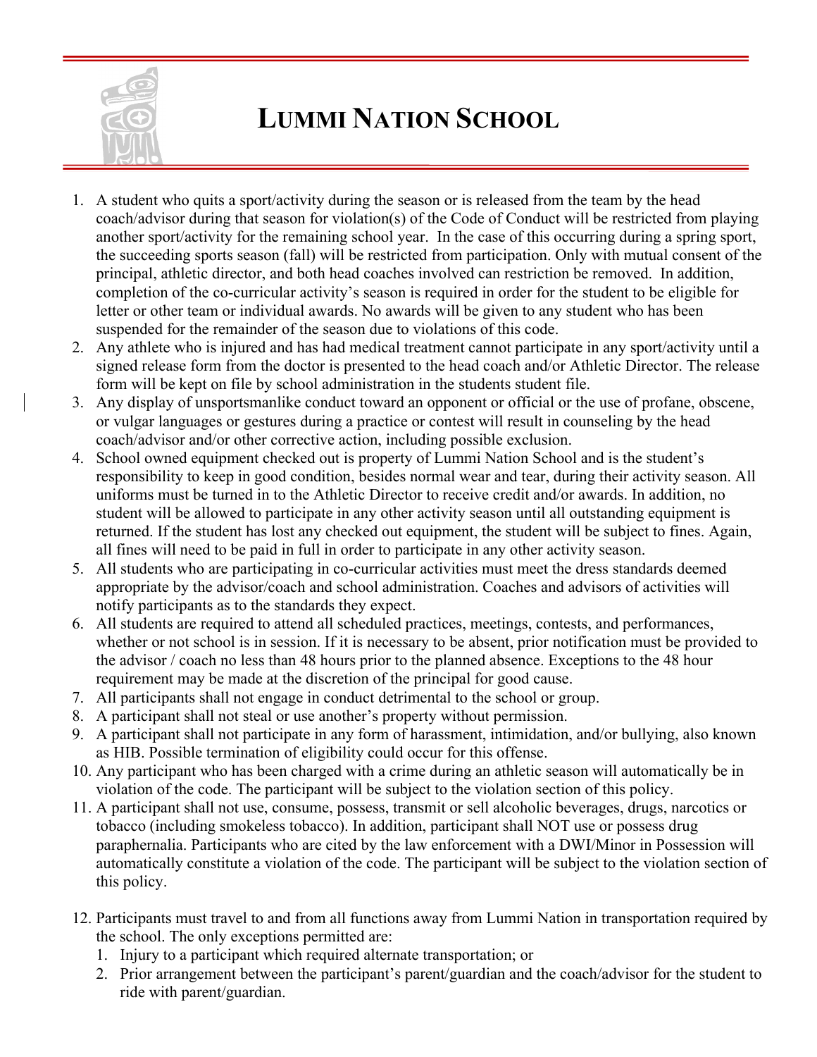1. A student who quits a sport/activity during the season or is released from the team by the head coach/advisor during that season for violation(s) of the Code of Conduct will be restricted from playing another sport/activity for the remaining school year. In the case of this occurring during a spring sport, the succeeding sports season (fall) will be restricted from participation. Only with mutual consent of the principal, athletic director, and both head coaches involved can restriction be removed. In addition, completion of the co-curricular activity's season is required in order for the student to be eligible for letter or other team or individual awards. No awards will be given to any student who has been suspended for the remainder of the season due to violations of this code.
2. Any athlete who is injured and has had medical treatment cannot participate in any sport/activity until a signed release form from the doctor is presented to the head coach and/or Athletic Director. The release form will be kept on file by school administration in the students student file.
3. Any display of unsportsmanlike conduct toward an opponent or official or the use of profane, obscene, or vulgar languages or gestures during a practice or contest will result in counseling by the head coach/advisor and/or other corrective action, including possible exclusion.
4. School owned equipment checked out is property of Lummi Nation School and is the student's responsibility to keep in good condition, besides normal wear and tear, during their activity season. All uniforms must be turned in to the Athletic Director to receive credit and/or awards. In addition, no student will be allowed to participate in any other activity season until all outstanding equipment is returned. If the student has lost any checked out equipment, the student will be subject to fines. Again, all fines will need to be paid in full in order to participate in any other activity season.
5. All students who are participating in co-curricular activities must meet the dress standards deemed appropriate by the advisor/coach and school administration. Coaches and advisors of activities will notify participants as to the standards they expect.
6. All students are required to attend all scheduled practices, meetings, contests, and performances, whether or not school is in session. If it is necessary to be absent, prior notification must be provided to the advisor / coach no less than 48 hours prior to the planned absence. Exceptions to the 48 hour requirement may be made at the discretion of the principal for good cause.
7. All participants shall not engage in conduct detrimental to the school or group.
8. A participant shall not steal or use another's property without permission.
9. A participant shall not participate in any form of harassment, intimidation, and/or bullying, also known as HIB. Possible termination of eligibility could occur for this offense.
10. Any participant who has been charged with a crime during an athletic season will automatically be in violation of the code. The participant will be subject to the violation section of this policy.
11. A participant shall not use, consume, possess, transmit or sell alcoholic beverages, drugs, narcotics or tobacco (including smokeless tobacco). In addition, participant shall NOT use or possess drug paraphernalia. Participants who are cited by the law enforcement with a DWI/Minor in Possession will automatically constitute a violation of the code. The participant will be subject to the violation section of this policy.
12. Participants must travel to and from all functions away from Lummi Nation in transportation required by the school. The only exceptions permitted are:
    1. Injury to a participant which required alternate transportation; or
    2. Prior arrangement between the participant's parent/guardian and the coach/advisor for the student to ride with parent/guardian.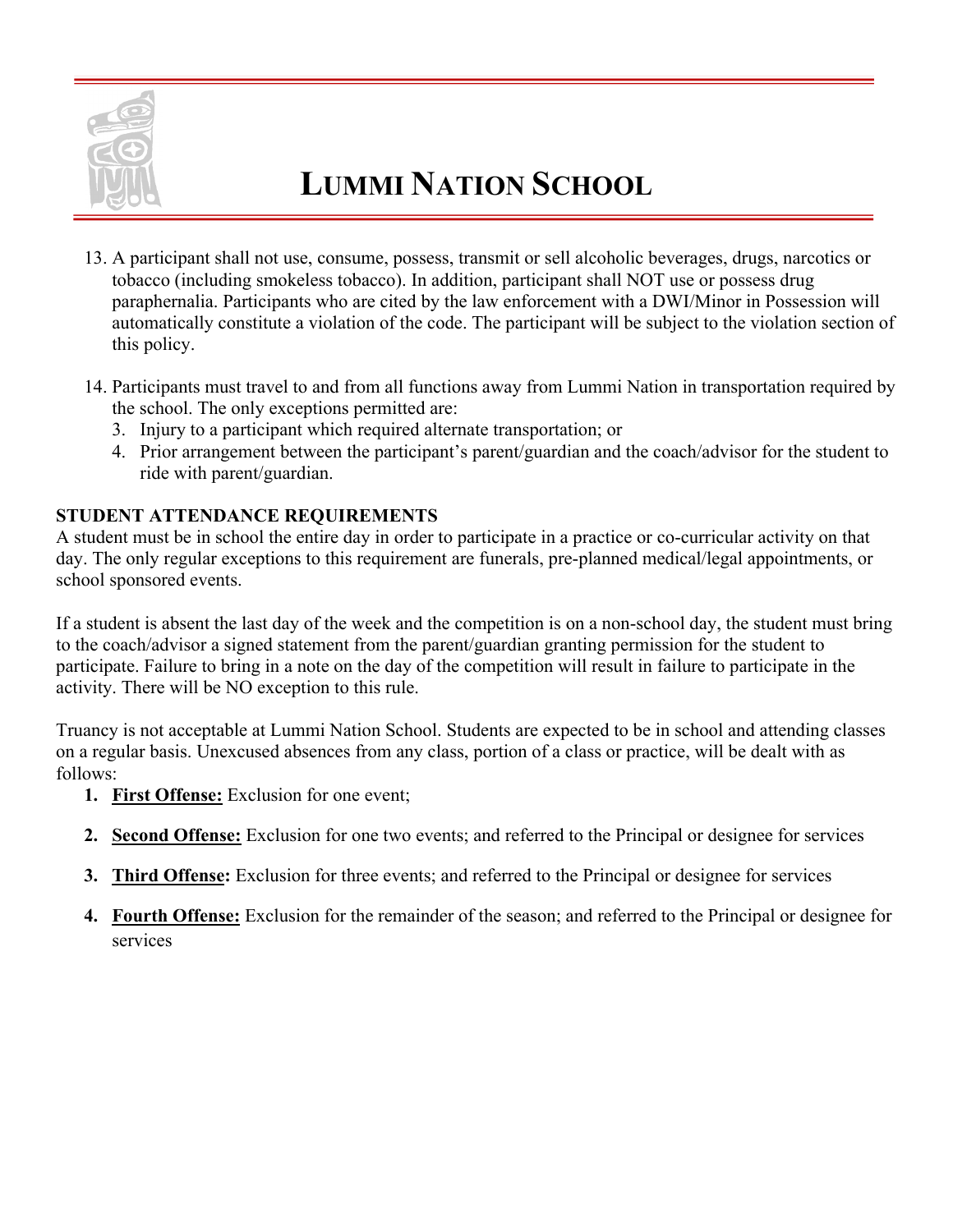13. A participant shall not use, consume, possess, transmit or sell alcoholic beverages, drugs, narcotics or tobacco (including smokeless tobacco). In addition, participant shall NOT use or possess drug paraphernalia. Participants who are cited by the law enforcement with a DWI/Minor in Possession will automatically constitute a violation of the code. The participant will be subject to the violation section of this policy.

14. Participants must travel to and from all functions away from Lummi Nation in transportation required by the school. The only exceptions permitted are:
    3. Injury to a participant which required alternate transportation; or
    4. Prior arrangement between the participant's parent/guardian and the coach/advisor for the student to ride with parent/guardian.

**STUDENT ATTENDANCE REQUIREMENTS**

A student must be in school the entire day in order to participate in a practice or co-curricular activity on that day. The only regular exceptions to this requirement are funerals, pre-planned medical/legal appointments, or school sponsored events.

If a student is absent the last day of the week and the competition is on a non-school day, the student must bring to the coach/advisor a signed statement from the parent/guardian granting permission for the student to participate. Failure to bring in a note on the day of the competition will result in failure to participate in the activity. There will be NO exception to this rule.

Truancy is not acceptable at Lummi Nation School. Students are expected to be in school and attending classes on a regular basis. Unexcused absences from any class, portion of a class or practice, will be dealt with as follows:

1. **First Offense:** Exclusion for one event;
2. **Second Offense:** Exclusion for one two events; and referred to the Principal or designee for services
3. **Third Offense:** Exclusion for three events; and referred to the Principal or designee for services
4. **Fourth Offense:** Exclusion for the remainder of the season; and referred to the Principal or designee for services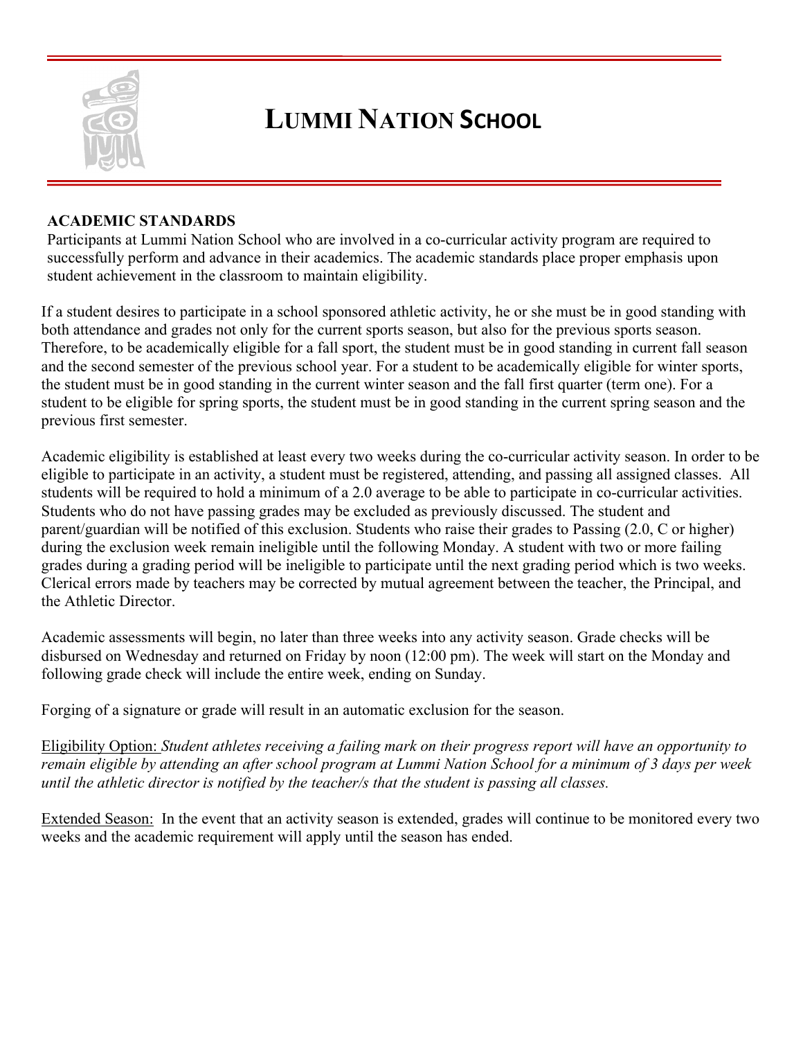# LUMMI NATION SCHOOL

**ACADEMIC STANDARDS**

Participants at Lummi Nation School who are involved in a co-curricular activity program are required to successfully perform and advance in their academics. The academic standards place proper emphasis upon student achievement in the classroom to maintain eligibility.

If a student desires to participate in a school sponsored athletic activity, he or she must be in good standing with both attendance and grades not only for the current sports season, but also for the previous sports season. Therefore, to be academically eligible for a fall sport, the student must be in good standing in current fall season and the second semester of the previous school year. For a student to be academically eligible for winter sports, the student must be in good standing in the current winter season and the fall first quarter (term one). For a student to be eligible for spring sports, the student must be in good standing in the current spring season and the previous first semester.

Academic eligibility is established at least every two weeks during the co-curricular activity season. In order to be eligible to participate in an activity, a student must be registered, attending, and passing all assigned classes. All students will be required to hold a minimum of a 2.0 average to be able to participate in co-curricular activities. Students who do not have passing grades may be excluded as previously discussed. The student and parent/guardian will be notified of this exclusion. Students who raise their grades to Passing (2.0, C or higher) during the exclusion week remain ineligible until the following Monday. A student with two or more failing grades during a grading period will be ineligible to participate until the next grading period which is two weeks. Clerical errors made by teachers may be corrected by mutual agreement between the teacher, the Principal, and the Athletic Director.

Academic assessments will begin, no later than three weeks into any activity season. Grade checks will be disbursed on Wednesday and returned on Friday by noon (12:00 pm). The week will start on the Monday and following grade check will include the entire week, ending on Sunday.

Forging of a signature or grade will result in an automatic exclusion for the season.

Eligibility Option: *Student athletes receiving a failing mark on their progress report will have an opportunity to remain eligible by attending an after school program at Lummi Nation School for a minimum of 3 days per week until the athletic director is notified by the teacher/s that the student is passing all classes.*

Extended Season: In the event that an activity season is extended, grades will continue to be monitored every two weeks and the academic requirement will apply until the season has ended.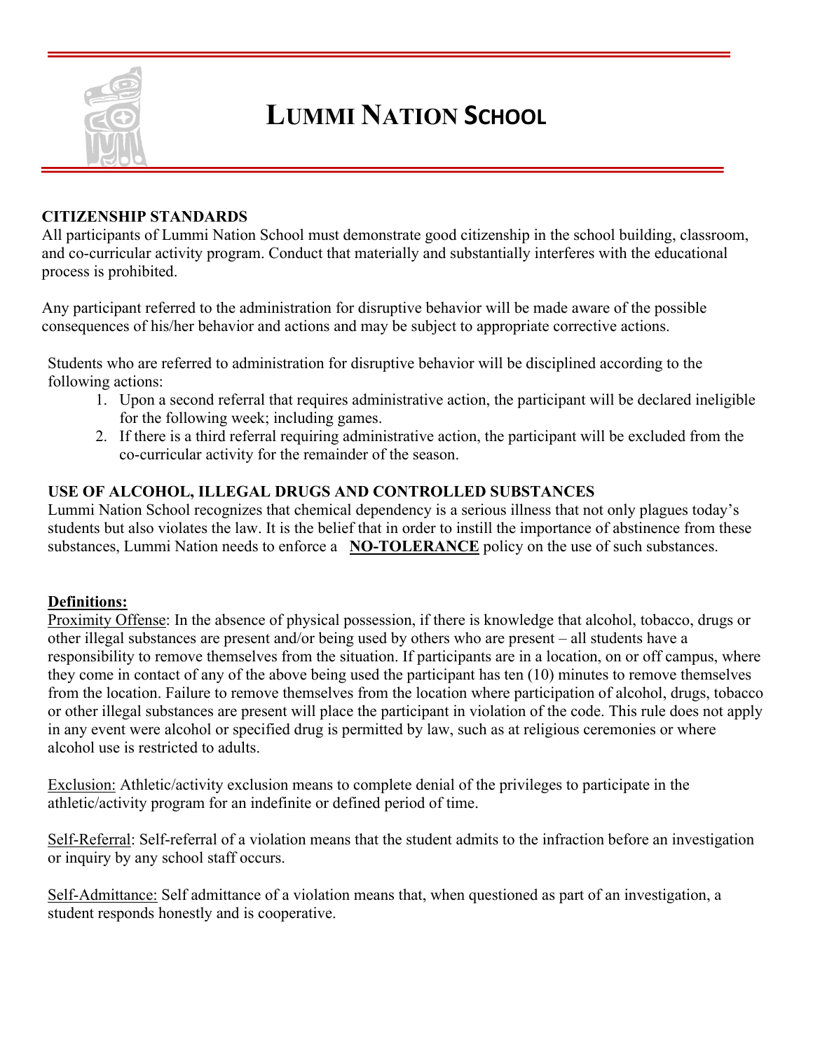# LUMMI NATION SCHOOL

**CITIZENSHIP STANDARDS**

All participants of Lummi Nation School must demonstrate good citizenship in the school building, classroom, and co-curricular activity program. Conduct that materially and substantially interferes with the educational process is prohibited.

Any participant referred to the administration for disruptive behavior will be made aware of the possible consequences of his/her behavior and actions and may be subject to appropriate corrective actions.

Students who are referred to administration for disruptive behavior will be disciplined according to the following actions:

1. Upon a second referral that requires administrative action, the participant will be declared ineligible for the following week; including games.
2. If there is a third referral requiring administrative action, the participant will be excluded from the co-curricular activity for the remainder of the season.

**USE OF ALCOHOL, ILLEGAL DRUGS AND CONTROLLED SUBSTANCES**

Lummi Nation School recognizes that chemical dependency is a serious illness that not only plagues today's students but also violates the law. It is the belief that in order to instill the importance of abstinence from these substances, Lummi Nation needs to enforce a **<u>NO-TOLERANCE</u>** policy on the use of such substances.

**<u>Definitions:</u>**

<u>Proximity Offense</u>: In the absence of physical possession, if there is knowledge that alcohol, tobacco, drugs or other illegal substances are present and/or being used by others who are present – all students have a responsibility to remove themselves from the situation. If participants are in a location, on or off campus, where they come in contact of any of the above being used the participant has ten (10) minutes to remove themselves from the location. Failure to remove themselves from the location where participation of alcohol, drugs, tobacco or other illegal substances are present will place the participant in violation of the code. This rule does not apply in any event were alcohol or specified drug is permitted by law, such as at religious ceremonies or where alcohol use is restricted to adults.

<u>Exclusion:</u> Athletic/activity exclusion means to complete denial of the privileges to participate in the athletic/activity program for an indefinite or defined period of time.

<u>Self-Referral</u>: Self-referral of a violation means that the student admits to the infraction before an investigation or inquiry by any school staff occurs.

<u>Self-Admittance:</u> Self admittance of a violation means that, when questioned as part of an investigation, a student responds honestly and is cooperative.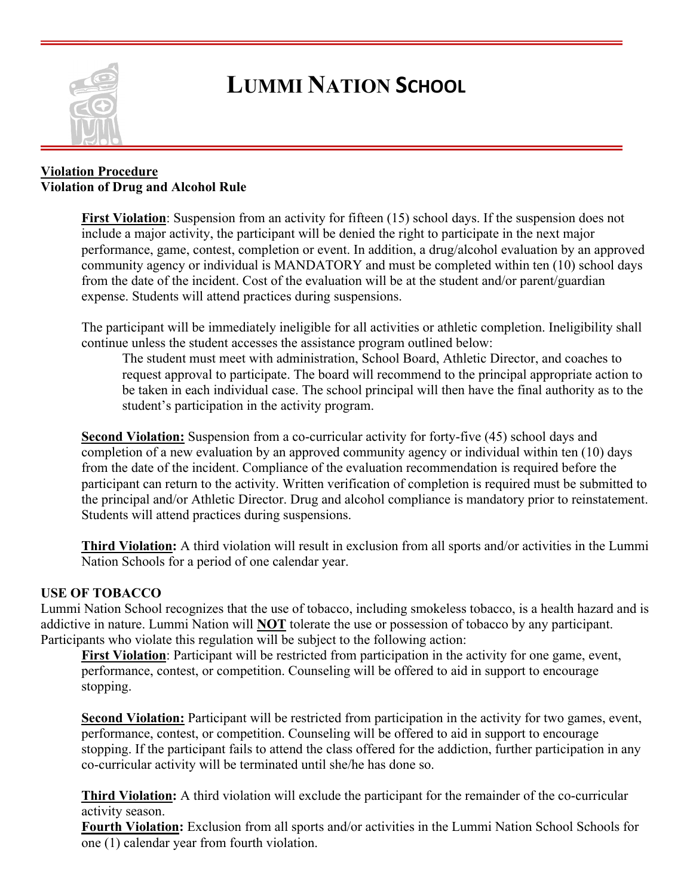# LUMMI NATION SCHOOL

**Violation Procedure**

**Violation of Drug and Alcohol Rule**

**First Violation**: Suspension from an activity for fifteen (15) school days. If the suspension does not include a major activity, the participant will be denied the right to participate in the next major performance, game, contest, completion or event. In addition, a drug/alcohol evaluation by an approved community agency or individual is MANDATORY and must be completed within ten (10) school days from the date of the incident. Cost of the evaluation will be at the student and/or parent/guardian expense. Students will attend practices during suspensions.

The participant will be immediately ineligible for all activities or athletic completion. Ineligibility shall continue unless the student accesses the assistance program outlined below:

> The student must meet with administration, School Board, Athletic Director, and coaches to request approval to participate. The board will recommend to the principal appropriate action to be taken in each individual case. The school principal will then have the final authority as to the student's participation in the activity program.

**Second Violation:** Suspension from a co-curricular activity for forty-five (45) school days and completion of a new evaluation by an approved community agency or individual within ten (10) days from the date of the incident. Compliance of the evaluation recommendation is required before the participant can return to the activity. Written verification of completion is required must be submitted to the principal and/or Athletic Director. Drug and alcohol compliance is mandatory prior to reinstatement. Students will attend practices during suspensions.

**Third Violation:** A third violation will result in exclusion from all sports and/or activities in the Lummi Nation Schools for a period of one calendar year.

**USE OF TOBACCO**

Lummi Nation School recognizes that the use of tobacco, including smokeless tobacco, is a health hazard and is addictive in nature. Lummi Nation will **NOT** tolerate the use or possession of tobacco by any participant. Participants who violate this regulation will be subject to the following action:

**First Violation**: Participant will be restricted from participation in the activity for one game, event, performance, contest, or competition. Counseling will be offered to aid in support to encourage stopping.

**Second Violation:** Participant will be restricted from participation in the activity for two games, event, performance, contest, or competition. Counseling will be offered to aid in support to encourage stopping. If the participant fails to attend the class offered for the addiction, further participation in any co-curricular activity will be terminated until she/he has done so.

**Third Violation:** A third violation will exclude the participant for the remainder of the co-curricular activity season.

**Fourth Violation:** Exclusion from all sports and/or activities in the Lummi Nation School Schools for one (1) calendar year from fourth violation.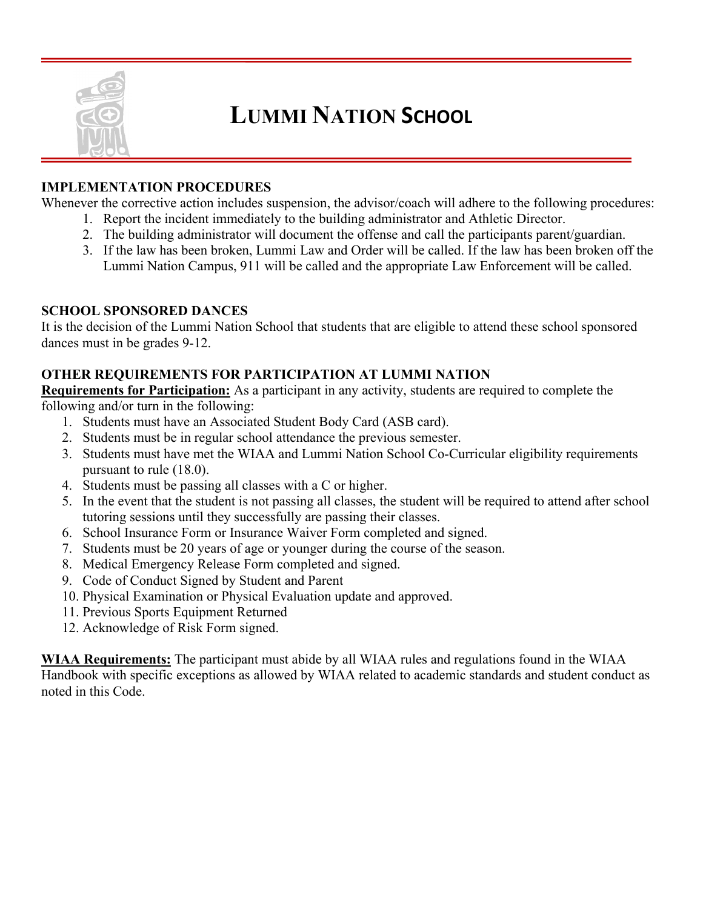# LUMMI NATION SCHOOL

**IMPLEMENTATION PROCEDURES**

Whenever the corrective action includes suspension, the advisor/coach will adhere to the following procedures:

1. Report the incident immediately to the building administrator and Athletic Director.
2. The building administrator will document the offense and call the participants parent/guardian.
3. If the law has been broken, Lummi Law and Order will be called. If the law has been broken off the Lummi Nation Campus, 911 will be called and the appropriate Law Enforcement will be called.

**SCHOOL SPONSORED DANCES**

It is the decision of the Lummi Nation School that students that are eligible to attend these school sponsored dances must in be grades 9-12.

**OTHER REQUIREMENTS FOR PARTICIPATION AT LUMMI NATION**

**Requirements for Participation:** As a participant in any activity, students are required to complete the following and/or turn in the following:

1. Students must have an Associated Student Body Card (ASB card).
2. Students must be in regular school attendance the previous semester.
3. Students must have met the WIAA and Lummi Nation School Co-Curricular eligibility requirements pursuant to rule (18.0).
4. Students must be passing all classes with a C or higher.
5. In the event that the student is not passing all classes, the student will be required to attend after school tutoring sessions until they successfully are passing their classes.
6. School Insurance Form or Insurance Waiver Form completed and signed.
7. Students must be 20 years of age or younger during the course of the season.
8. Medical Emergency Release Form completed and signed.
9. Code of Conduct Signed by Student and Parent
10. Physical Examination or Physical Evaluation update and approved.
11. Previous Sports Equipment Returned
12. Acknowledge of Risk Form signed.

**WIAA Requirements:** The participant must abide by all WIAA rules and regulations found in the WIAA Handbook with specific exceptions as allowed by WIAA related to academic standards and student conduct as noted in this Code.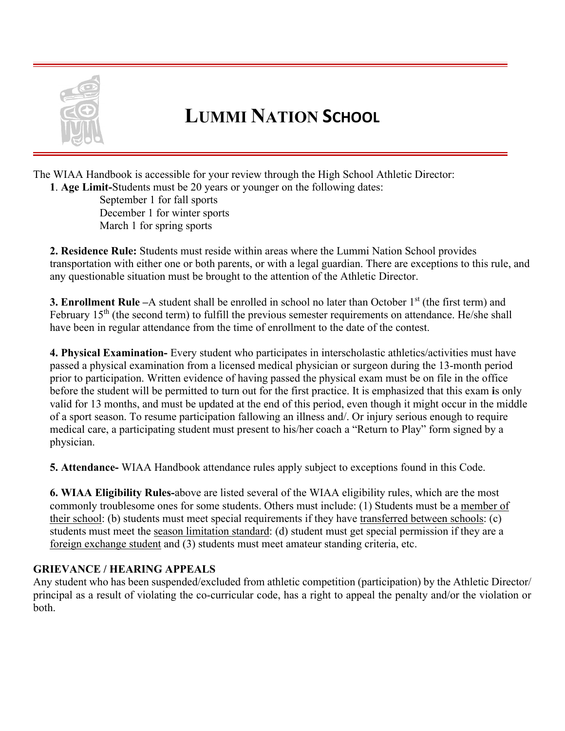# LUMMI NATION SCHOOL

The WIAA Handbook is accessible for your review through the High School Athletic Director:

**1**. **Age Limit-**Students must be 20 years or younger on the following dates:

September 1 for fall sports
December 1 for winter sports
March 1 for spring sports

**2. Residence Rule:** Students must reside within areas where the Lummi Nation School provides transportation with either one or both parents, or with a legal guardian. There are exceptions to this rule, and any questionable situation must be brought to the attention of the Athletic Director.

**3. Enrollment Rule –**A student shall be enrolled in school no later than October 1st (the first term) and February 15th (the second term) to fulfill the previous semester requirements on attendance. He/she shall have been in regular attendance from the time of enrollment to the date of the contest.

**4. Physical Examination-** Every student who participates in interscholastic athletics/activities must have passed a physical examination from a licensed medical physician or surgeon during the 13-month period prior to participation. Written evidence of having passed the physical exam must be on file in the office before the student will be permitted to turn out for the first practice. It is emphasized that this exam **i**s only valid for 13 months, and must be updated at the end of this period, even though it might occur in the middle of a sport season. To resume participation fallowing an illness and/. Or injury serious enough to require medical care, a participating student must present to his/her coach a "Return to Play" form signed by a physician.

**5. Attendance-** WIAA Handbook attendance rules apply subject to exceptions found in this Code.

**6. WIAA Eligibility Rules-**above are listed several of the WIAA eligibility rules, which are the most commonly troublesome ones for some students. Others must include: (1) Students must be a member of their school: (b) students must meet special requirements if they have transferred between schools: (c) students must meet the season limitation standard: (d) student must get special permission if they are a foreign exchange student and (3) students must meet amateur standing criteria, etc.

**GRIEVANCE / HEARING APPEALS**

Any student who has been suspended/excluded from athletic competition (participation) by the Athletic Director/ principal as a result of violating the co-curricular code, has a right to appeal the penalty and/or the violation or both.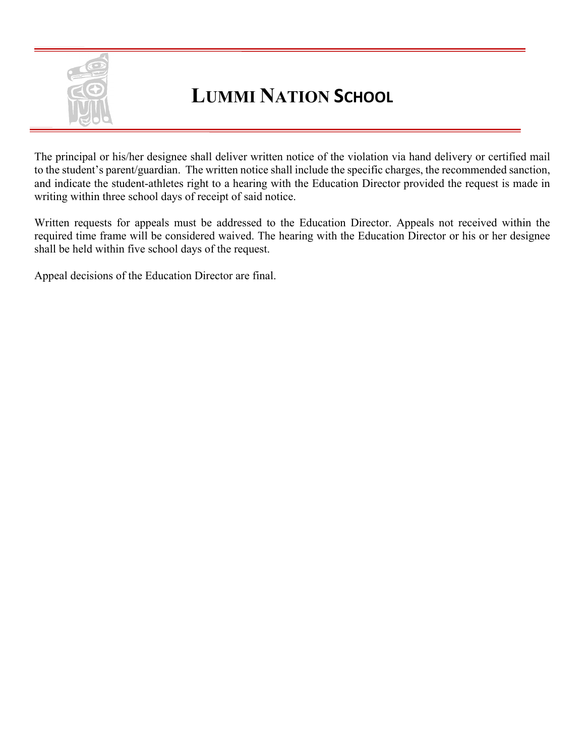The principal or his/her designee shall deliver written notice of the violation via hand delivery or certified mail to the student's parent/guardian. The written notice shall include the specific charges, the recommended sanction, and indicate the student-athletes right to a hearing with the Education Director provided the request is made in writing within three school days of receipt of said notice.

Written requests for appeals must be addressed to the Education Director. Appeals not received within the required time frame will be considered waived. The hearing with the Education Director or his or her designee shall be held within five school days of the request.

Appeal decisions of the Education Director are final.